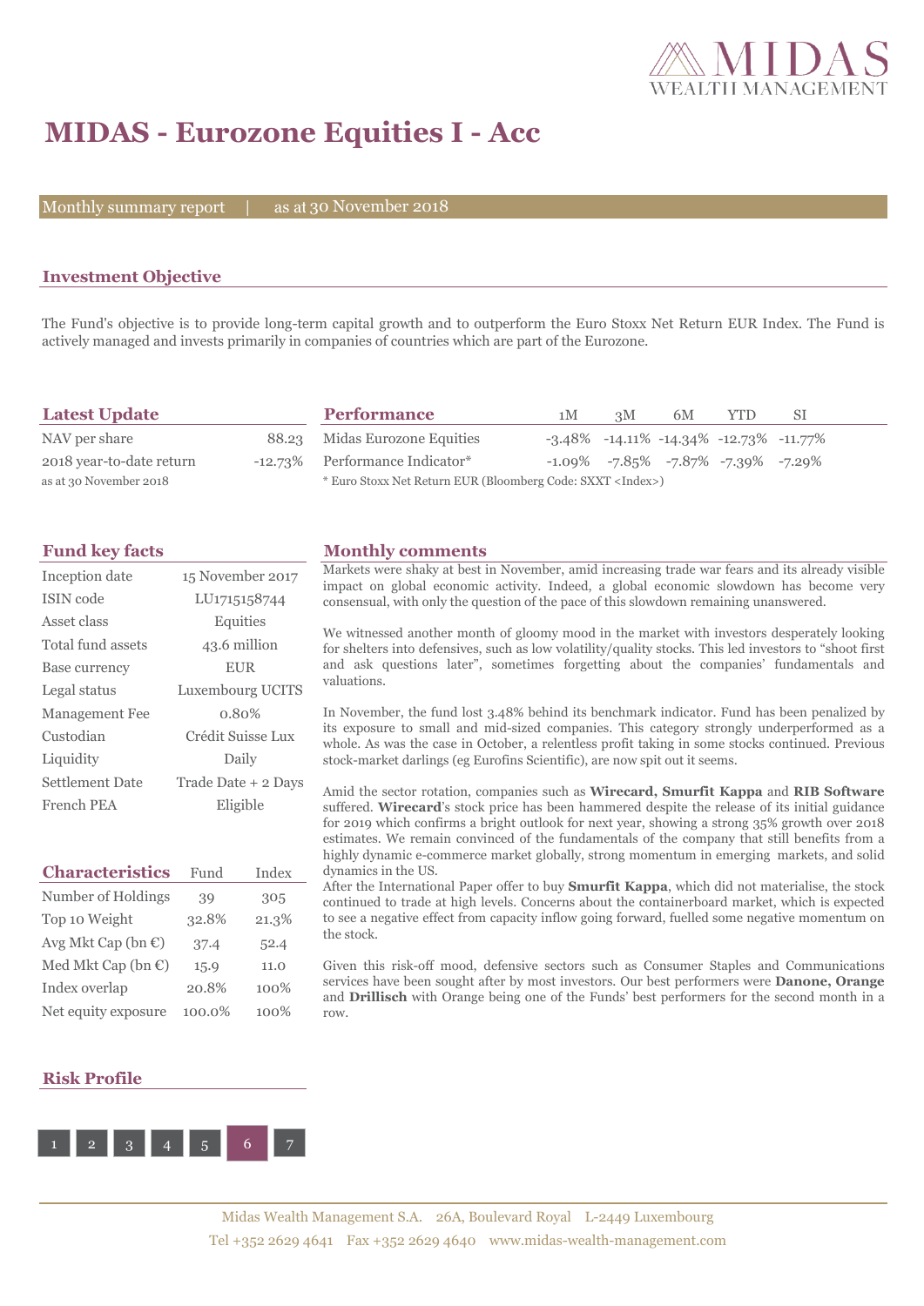# MIDAS - Eurozone Equities I - Acc

Monthly summary report | as at 30 November 2018

## Investment Objective

The Fund's objective is to provide long-term capital growth and to outperform the Euro Stoxx Net Return EUR Index. The Fund is actively managed and invests primarily in companies of countries which are part of the Eurozone.

## Latest Update

| | |
|---|---|
| NAV per share | 88.23 |
| 2018 year-to-date return | -12.73% |

as at 30 November 2018

## Performance

| | 1M | 3M | 6M | YTD | SI |
|---|---|---|---|---|---|
| Midas Eurozone Equities | -3.48% | -14.11% | -14.34% | -12.73% | -11.77% |
| Performance Indicator* | -1.09% | -7.85% | -7.87% | -7.39% | -7.29% |

* Euro Stoxx Net Return EUR (Bloomberg Code: SXXT <Index>)

## Fund key facts

| | |
|---|---|
| Inception date | 15 November 2017 |
| ISIN code | LU1715158744 |
| Asset class | Equities |
| Total fund assets | 43.6 million |
| Base currency | EUR |
| Legal status | Luxembourg UCITS |
| Management Fee | 0.80% |
| Custodian | Crédit Suisse Lux |
| Liquidity | Daily |
| Settlement Date | Trade Date + 2 Days |
| French PEA | Eligible |

## Characteristics

| Characteristics | Fund | Index |
|---|---|---|
| Number of Holdings | 39 | 305 |
| Top 10 Weight | 32.8% | 21.3% |
| Avg Mkt Cap (bn €) | 37.4 | 52.4 |
| Med Mkt Cap (bn €) | 15.9 | 11.0 |
| Index overlap | 20.8% | 100% |
| Net equity exposure | 100.0% | 100% |

## Risk Profile

1 2 3 4 5 **6** 7

## Monthly comments

Markets were shaky at best in November, amid increasing trade war fears and its already visible impact on global economic activity. Indeed, a global economic slowdown has become very consensual, with only the question of the pace of this slowdown remaining unanswered.

We witnessed another month of gloomy mood in the market with investors desperately looking for shelters into defensives, such as low volatility/quality stocks. This led investors to "shoot first and ask questions later", sometimes forgetting about the companies' fundamentals and valuations.

In November, the fund lost 3.48% behind its benchmark indicator. Fund has been penalized by its exposure to small and mid-sized companies. This category strongly underperformed as a whole. As was the case in October, a relentless profit taking in some stocks continued. Previous stock-market darlings (eg Eurofins Scientific), are now spit out it seems.

Amid the sector rotation, companies such as **Wirecard, Smurfit Kappa** and **RIB Software** suffered. **Wirecard**'s stock price has been hammered despite the release of its initial guidance for 2019 which confirms a bright outlook for next year, showing a strong 35% growth over 2018 estimates. We remain convinced of the fundamentals of the company that still benefits from a highly dynamic e-commerce market globally, strong momentum in emerging markets, and solid dynamics in the US.
After the International Paper offer to buy **Smurfit Kappa**, which did not materialise, the stock continued to trade at high levels. Concerns about the containerboard market, which is expected to see a negative effect from capacity inflow going forward, fuelled some negative momentum on the stock.

Given this risk-off mood, defensive sectors such as Consumer Staples and Communications services have been sought after by most investors. Our best performers were **Danone, Orange** and **Drillisch** with Orange being one of the Funds' best performers for the second month in a row.

Midas Wealth Management S.A. 26A, Boulevard Royal L-2449 Luxembourg
Tel +352 2629 4641 Fax +352 2629 4640 www.midas-wealth-management.com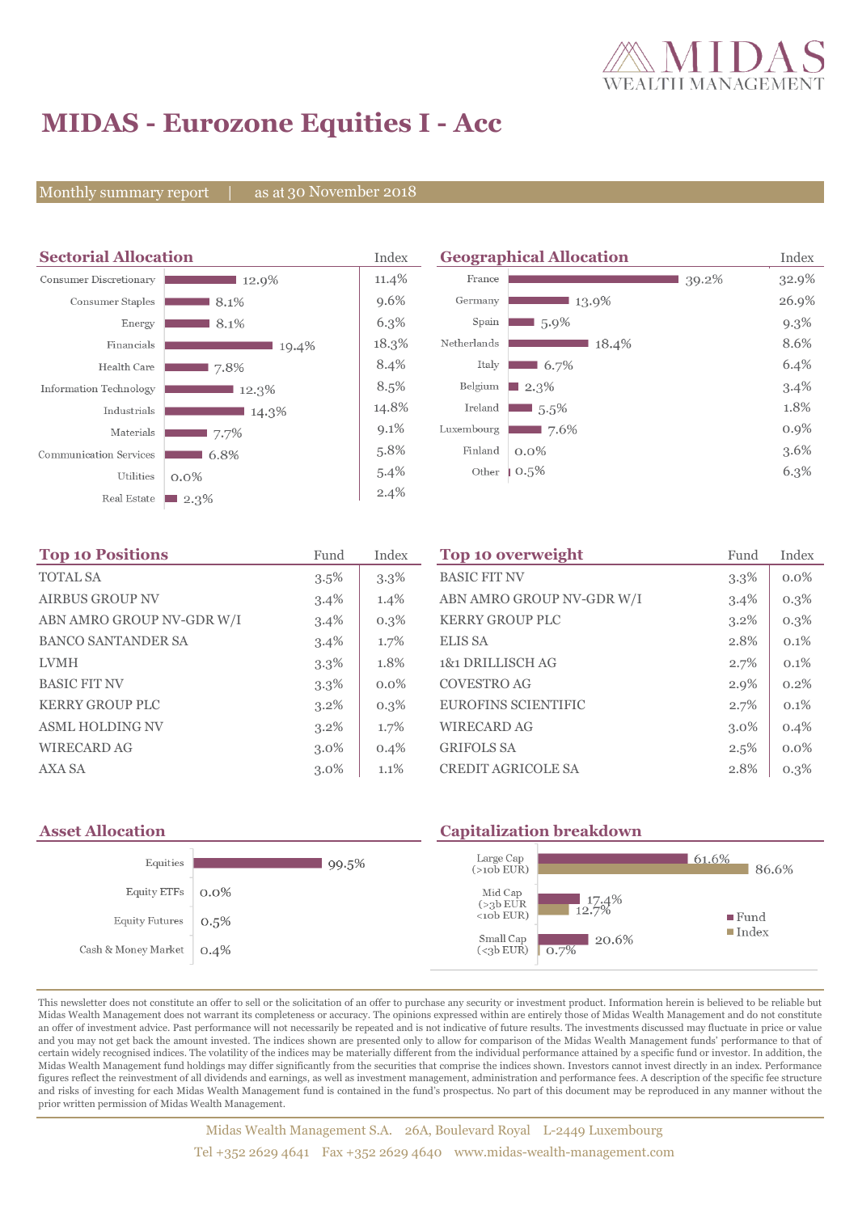# MIDAS - Eurozone Equities I - Acc

Monthly summary report | as at 30 November 2018

## Sectorial Allocation

Index

Consumer Discretionary 12.9% 11.4%
Consumer Staples 8.1% 9.6%
Energy 8.1% 6.3%
Financials 19.4% 18.3%
Health Care 7.8% 8.4%
Information Technology 12.3% 8.5%
Industrials 14.3% 14.8%
Materials 7.7% 9.1%
Communication Services 6.8% 5.8%
Utilities 0.0% 5.4%
Real Estate 2.3% 2.4%

## Geographical Allocation

Index

France 39.2% 32.9%
Germany 13.9% 26.9%
Spain 5.9% 9.3%
Netherlands 18.4% 8.6%
Italy 6.7% 6.4%
Belgium 2.3% 3.4%
Ireland 5.5% 1.8%
Luxembourg 7.6% 0.9%
Finland 0.0% 3.6%
Other 0.5% 6.3%

## Top 10 Positions

| Top 10 Positions | Fund | Index |
|---|---|---|
| TOTAL SA | 3.5% | 3.3% |
| AIRBUS GROUP NV | 3.4% | 1.4% |
| ABN AMRO GROUP NV-GDR W/I | 3.4% | 0.3% |
| BANCO SANTANDER SA | 3.4% | 1.7% |
| LVMH | 3.3% | 1.8% |
| BASIC FIT NV | 3.3% | 0.0% |
| KERRY GROUP PLC | 3.2% | 0.3% |
| ASML HOLDING NV | 3.2% | 1.7% |
| WIRECARD AG | 3.0% | 0.4% |
| AXA SA | 3.0% | 1.1% |

## Top 10 overweight

| Top 10 overweight | Fund | Index |
|---|---|---|
| BASIC FIT NV | 3.3% | 0.0% |
| ABN AMRO GROUP NV-GDR W/I | 3.4% | 0.3% |
| KERRY GROUP PLC | 3.2% | 0.3% |
| ELIS SA | 2.8% | 0.1% |
| 1&1 DRILLISCH AG | 2.7% | 0.1% |
| COVESTRO AG | 2.9% | 0.2% |
| EUROFINS SCIENTIFIC | 2.7% | 0.1% |
| WIRECARD AG | 3.0% | 0.4% |
| GRIFOLS SA | 2.5% | 0.0% |
| CREDIT AGRICOLE SA | 2.8% | 0.3% |

## Asset Allocation

Equities 99.5%
Equity ETFs 0.0%
Equity Futures 0.5%
Cash & Money Market 0.4%

## Capitalization breakdown

Large Cap (>10b EUR) 61.6% 86.6%
Mid Cap (>3b EUR <10b EUR) 17.4% 12.7%
Small Cap (<3b EUR) 20.6% 0.7%

Fund
Index

This newsletter does not constitute an offer to sell or the solicitation of an offer to purchase any security or investment product. Information herein is believed to be reliable but Midas Wealth Management does not warrant its completeness or accuracy. The opinions expressed within are entirely those of Midas Wealth Management and do not constitute an offer of investment advice. Past performance will not necessarily be repeated and is not indicative of future results. The investments discussed may fluctuate in price or value and you may not get back the amount invested. The indices shown are presented only to allow for comparison of the Midas Wealth Management funds' performance to that of certain widely recognised indices. The volatility of the indices may be materially different from the individual performance attained by a specific fund or investor. In addition, the Midas Wealth Management fund holdings may differ significantly from the securities that comprise the indices shown. Investors cannot invest directly in an index. Performance figures reflect the reinvestment of all dividends and earnings, as well as investment management, administration and performance fees. A description of the specific fee structure and risks of investing for each Midas Wealth Management fund is contained in the fund's prospectus. No part of this document may be reproduced in any manner without the prior written permission of Midas Wealth Management.

Midas Wealth Management S.A. 26A, Boulevard Royal L-2449 Luxembourg
Tel +352 2629 4641 Fax +352 2629 4640 www.midas-wealth-management.com